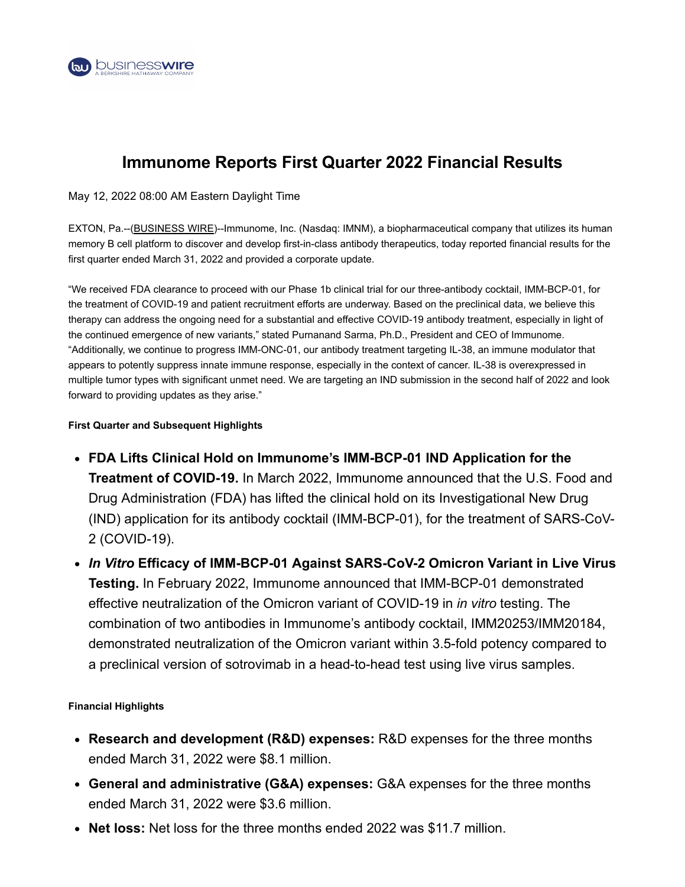# Immunome Reports First Quarter 2022 Financial Results

May 12, 2022 08:00 AM Eastern Daylight Time

EXTON, Pa.--(BUSINESS WIRE)--Immunome, Inc. (Nasdaq: IMNM), a biopharmaceutical company that utilizes its human memory B cell platform to discover and develop first-in-class antibody therapeutics, today reported financial results for the first quarter ended March 31, 2022 and provided a corporate update.

"We received FDA clearance to proceed with our Phase 1b clinical trial for our three-antibody cocktail, IMM-BCP-01, for the treatment of COVID-19 and patient recruitment efforts are underway. Based on the preclinical data, we believe this therapy can address the ongoing need for a substantial and effective COVID-19 antibody treatment, especially in light of the continued emergence of new variants," stated Purnanand Sarma, Ph.D., President and CEO of Immunome. "Additionally, we continue to progress IMM-ONC-01, our antibody treatment targeting IL-38, an immune modulator that appears to potently suppress innate immune response, especially in the context of cancer. IL-38 is overexpressed in multiple tumor types with significant unmet need. We are targeting an IND submission in the second half of 2022 and look forward to providing updates as they arise."

**First Quarter and Subsequent Highlights**

- **FDA Lifts Clinical Hold on Immunome's IMM-BCP-01 IND Application for the Treatment of COVID-19.** In March 2022, Immunome announced that the U.S. Food and Drug Administration (FDA) has lifted the clinical hold on its Investigational New Drug (IND) application for its antibody cocktail (IMM-BCP-01), for the treatment of SARS-CoV-2 (COVID-19).
- ***In Vitro* Efficacy of IMM-BCP-01 Against SARS-CoV-2 Omicron Variant in Live Virus Testing.** In February 2022, Immunome announced that IMM-BCP-01 demonstrated effective neutralization of the Omicron variant of COVID-19 in *in vitro* testing. The combination of two antibodies in Immunome's antibody cocktail, IMM20253/IMM20184, demonstrated neutralization of the Omicron variant within 3.5-fold potency compared to a preclinical version of sotrovimab in a head-to-head test using live virus samples.

**Financial Highlights**

- **Research and development (R&D) expenses:** R&D expenses for the three months ended March 31, 2022 were $8.1 million.
- **General and administrative (G&A) expenses:** G&A expenses for the three months ended March 31, 2022 were $3.6 million.
- **Net loss:** Net loss for the three months ended 2022 was $11.7 million.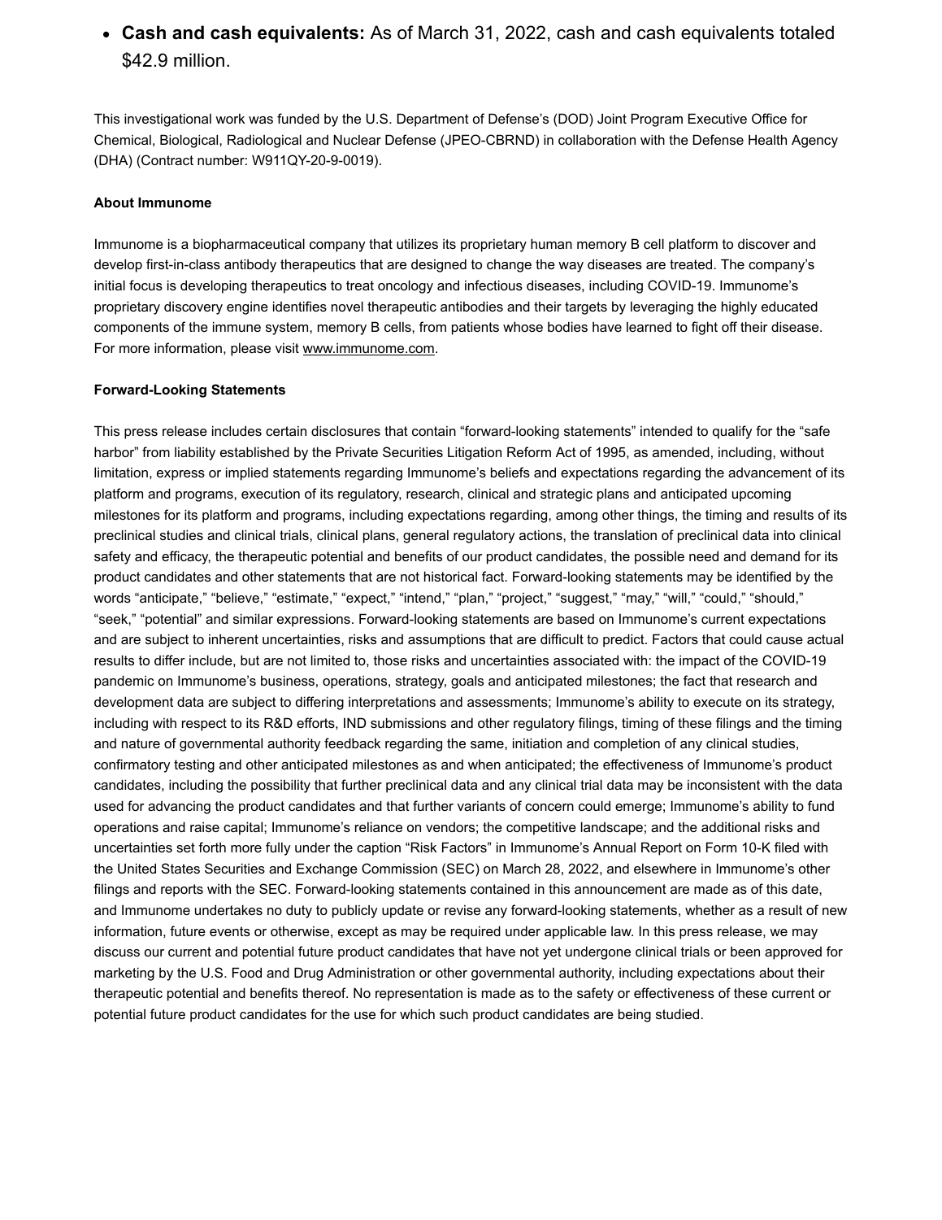- **Cash and cash equivalents:** As of March 31, 2022, cash and cash equivalents totaled $42.9 million.

This investigational work was funded by the U.S. Department of Defense's (DOD) Joint Program Executive Office for Chemical, Biological, Radiological and Nuclear Defense (JPEO-CBRND) in collaboration with the Defense Health Agency (DHA) (Contract number: W911QY-20-9-0019).

**About Immunome**

Immunome is a biopharmaceutical company that utilizes its proprietary human memory B cell platform to discover and develop first-in-class antibody therapeutics that are designed to change the way diseases are treated. The company's initial focus is developing therapeutics to treat oncology and infectious diseases, including COVID-19. Immunome's proprietary discovery engine identifies novel therapeutic antibodies and their targets by leveraging the highly educated components of the immune system, memory B cells, from patients whose bodies have learned to fight off their disease. For more information, please visit www.immunome.com.

**Forward-Looking Statements**

This press release includes certain disclosures that contain "forward-looking statements" intended to qualify for the "safe harbor" from liability established by the Private Securities Litigation Reform Act of 1995, as amended, including, without limitation, express or implied statements regarding Immunome's beliefs and expectations regarding the advancement of its platform and programs, execution of its regulatory, research, clinical and strategic plans and anticipated upcoming milestones for its platform and programs, including expectations regarding, among other things, the timing and results of its preclinical studies and clinical trials, clinical plans, general regulatory actions, the translation of preclinical data into clinical safety and efficacy, the therapeutic potential and benefits of our product candidates, the possible need and demand for its product candidates and other statements that are not historical fact. Forward-looking statements may be identified by the words "anticipate," "believe," "estimate," "expect," "intend," "plan," "project," "suggest," "may," "will," "could," "should," "seek," "potential" and similar expressions. Forward-looking statements are based on Immunome's current expectations and are subject to inherent uncertainties, risks and assumptions that are difficult to predict. Factors that could cause actual results to differ include, but are not limited to, those risks and uncertainties associated with: the impact of the COVID-19 pandemic on Immunome's business, operations, strategy, goals and anticipated milestones; the fact that research and development data are subject to differing interpretations and assessments; Immunome's ability to execute on its strategy, including with respect to its R&D efforts, IND submissions and other regulatory filings, timing of these filings and the timing and nature of governmental authority feedback regarding the same, initiation and completion of any clinical studies, confirmatory testing and other anticipated milestones as and when anticipated; the effectiveness of Immunome's product candidates, including the possibility that further preclinical data and any clinical trial data may be inconsistent with the data used for advancing the product candidates and that further variants of concern could emerge; Immunome's ability to fund operations and raise capital; Immunome's reliance on vendors; the competitive landscape; and the additional risks and uncertainties set forth more fully under the caption "Risk Factors" in Immunome's Annual Report on Form 10-K filed with the United States Securities and Exchange Commission (SEC) on March 28, 2022, and elsewhere in Immunome's other filings and reports with the SEC. Forward-looking statements contained in this announcement are made as of this date, and Immunome undertakes no duty to publicly update or revise any forward-looking statements, whether as a result of new information, future events or otherwise, except as may be required under applicable law. In this press release, we may discuss our current and potential future product candidates that have not yet undergone clinical trials or been approved for marketing by the U.S. Food and Drug Administration or other governmental authority, including expectations about their therapeutic potential and benefits thereof. No representation is made as to the safety or effectiveness of these current or potential future product candidates for the use for which such product candidates are being studied.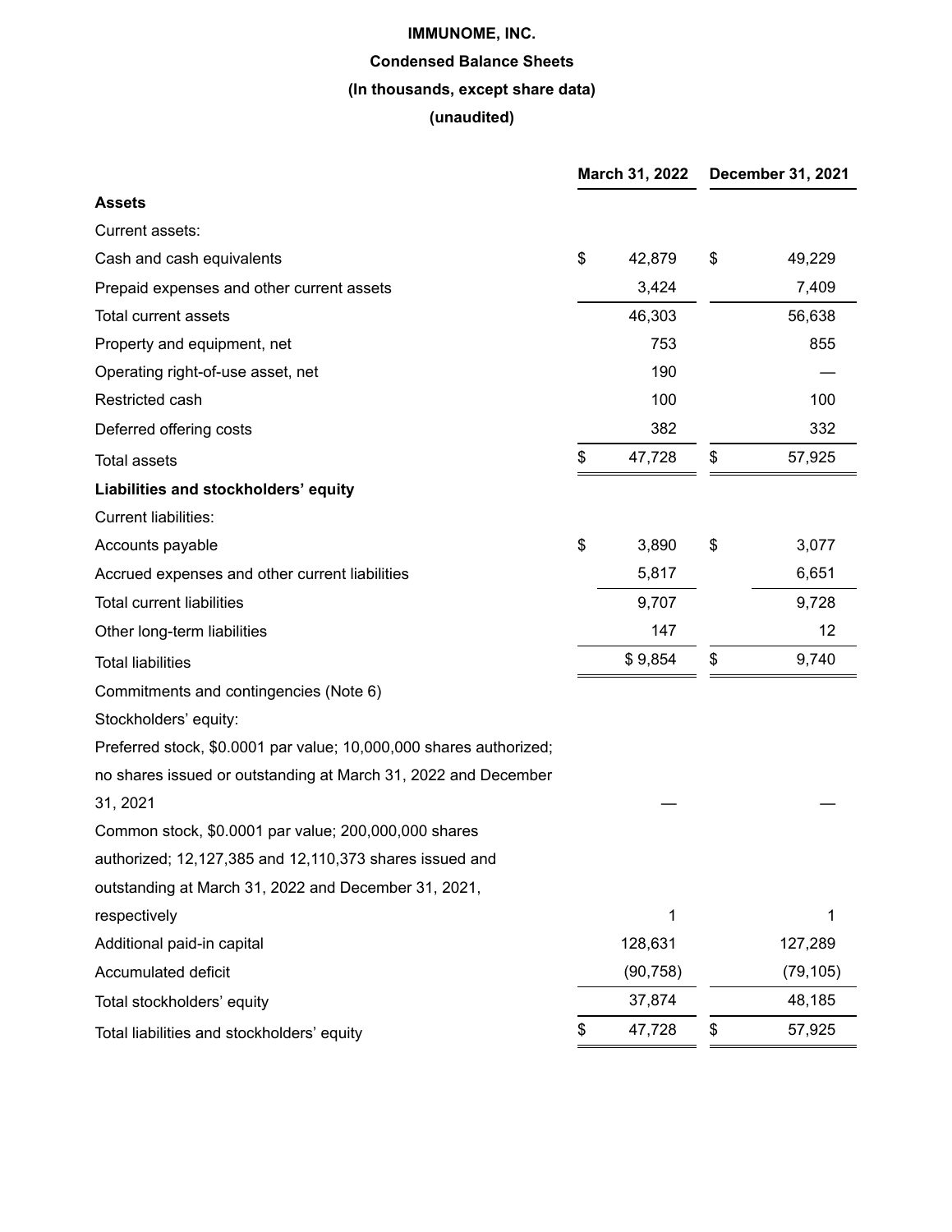**IMMUNOME, INC.**

**Condensed Balance Sheets**

**(In thousands, except share data)**

**(unaudited)**

| | March 31, 2022 | December 31, 2021 |
|---|---|---|
| **Assets** | | |
| Current assets: | | |
| Cash and cash equivalents | $ 42,879 | $ 49,229 |
| Prepaid expenses and other current assets | 3,424 | 7,409 |
| Total current assets | 46,303 | 56,638 |
| Property and equipment, net | 753 | 855 |
| Operating right-of-use asset, net | 190 | — |
| Restricted cash | 100 | 100 |
| Deferred offering costs | 382 | 332 |
| Total assets | $ 47,728 | $ 57,925 |
| **Liabilities and stockholders' equity** | | |
| Current liabilities: | | |
| Accounts payable | $ 3,890 | $ 3,077 |
| Accrued expenses and other current liabilities | 5,817 | 6,651 |
| Total current liabilities | 9,707 | 9,728 |
| Other long-term liabilities | 147 | 12 |
| Total liabilities | $ 9,854 | $ 9,740 |
| Commitments and contingencies (Note 6) | | |
| Stockholders' equity: | | |
| Preferred stock, $0.0001 par value; 10,000,000 shares authorized; no shares issued or outstanding at March 31, 2022 and December 31, 2021 | — | — |
| Common stock, $0.0001 par value; 200,000,000 shares authorized; 12,127,385 and 12,110,373 shares issued and outstanding at March 31, 2022 and December 31, 2021, respectively | 1 | 1 |
| Additional paid-in capital | 128,631 | 127,289 |
| Accumulated deficit | (90,758) | (79,105) |
| Total stockholders' equity | 37,874 | 48,185 |
| Total liabilities and stockholders' equity | $ 47,728 | $ 57,925 |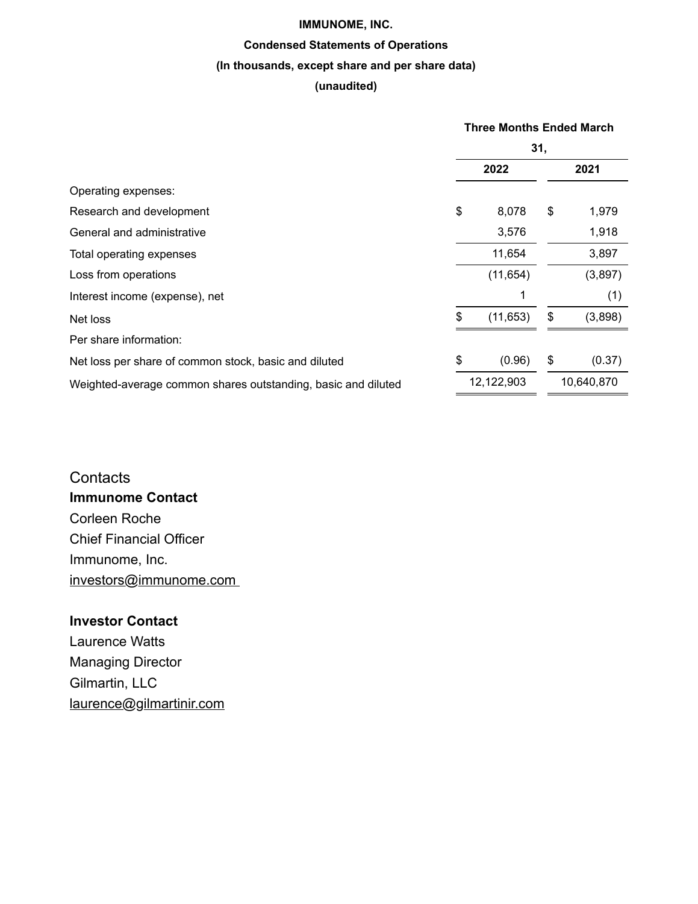**IMMUNOME, INC.**

**Condensed Statements of Operations**

**(In thousands, except share and per share data)**

**(unaudited)**

| | Three Months Ended March 31, | |
|---|---|---|
| | 2022 | 2021 |
| Operating expenses: | | |
| Research and development | $ 8,078 | $ 1,979 |
| General and administrative | 3,576 | 1,918 |
| Total operating expenses | 11,654 | 3,897 |
| Loss from operations | (11,654) | (3,897) |
| Interest income (expense), net | 1 | (1) |
| Net loss | $ (11,653) | $ (3,898) |
| Per share information: | | |
| Net loss per share of common stock, basic and diluted | $ (0.96) | $ (0.37) |
| Weighted-average common shares outstanding, basic and diluted | 12,122,903 | 10,640,870 |

## Contacts

**Immunome Contact**

Corleen Roche

Chief Financial Officer

Immunome, Inc.

investors@immunome.com

**Investor Contact**

Laurence Watts

Managing Director

Gilmartin, LLC

laurence@gilmartinir.com